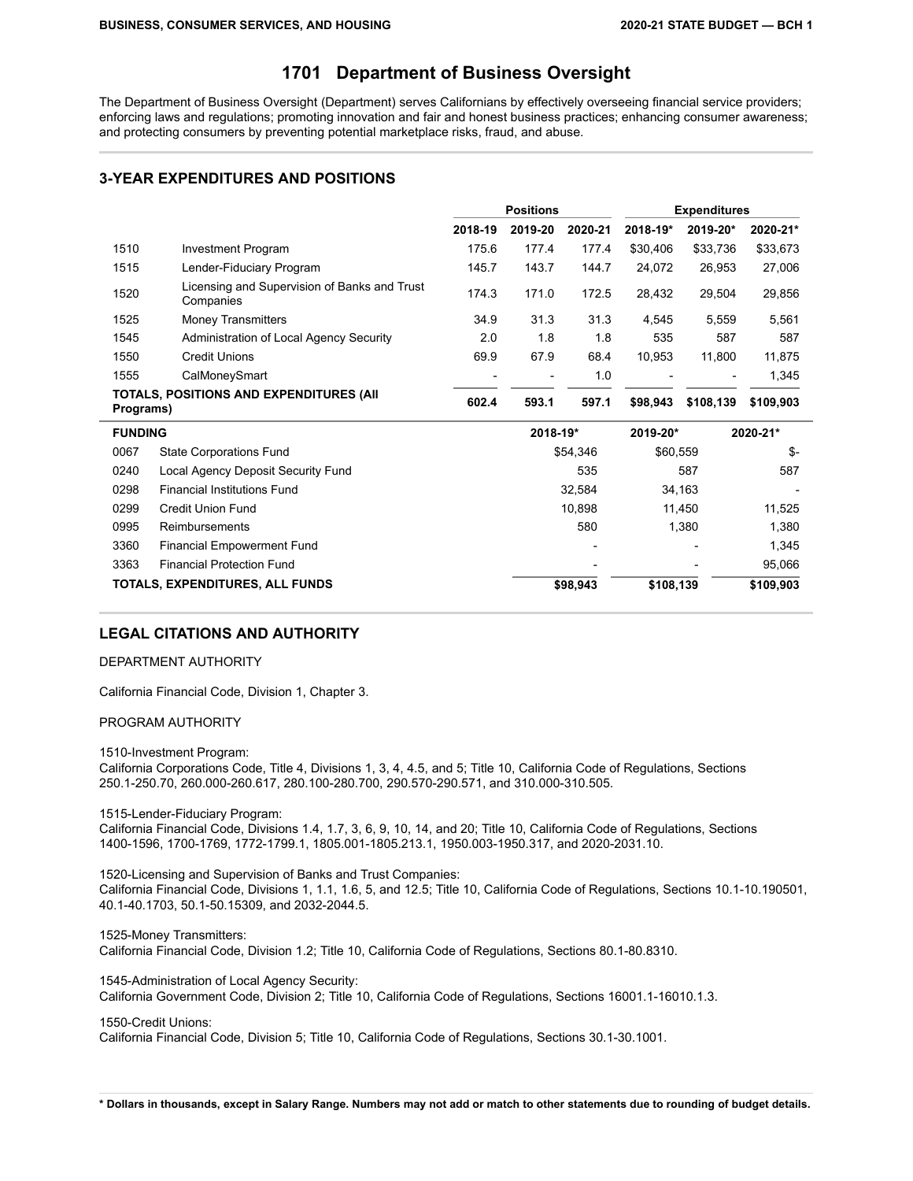# 1701 Department of Business Oversight

The Department of Business Oversight (Department) serves Californians by effectively overseeing financial service providers; enforcing laws and regulations; promoting innovation and fair and honest business practices; enhancing consumer awareness; and protecting consumers by preventing potential marketplace risks, fraud, and abuse.

## 3-YEAR EXPENDITURES AND POSITIONS

| | | Positions | | | Expenditures | | |
|---|---|---|---|---|---|---|---|
| | | 2018-19 | 2019-20 | 2020-21 | 2018-19* | 2019-20* | 2020-21* |
| 1510 | Investment Program | 175.6 | 177.4 | 177.4 | $30,406 | $33,736 | $33,673 |
| 1515 | Lender-Fiduciary Program | 145.7 | 143.7 | 144.7 | 24,072 | 26,953 | 27,006 |
| 1520 | Licensing and Supervision of Banks and Trust Companies | 174.3 | 171.0 | 172.5 | 28,432 | 29,504 | 29,856 |
| 1525 | Money Transmitters | 34.9 | 31.3 | 31.3 | 4,545 | 5,559 | 5,561 |
| 1545 | Administration of Local Agency Security | 2.0 | 1.8 | 1.8 | 535 | 587 | 587 |
| 1550 | Credit Unions | 69.9 | 67.9 | 68.4 | 10,953 | 11,800 | 11,875 |
| 1555 | CalMoneySmart | - | - | 1.0 | - | - | 1,345 |
| **TOTALS, POSITIONS AND EXPENDITURES (All Programs)** | | **602.4** | **593.1** | **597.1** | **$98,943** | **$108,139** | **$109,903** |

| FUNDING | | 2018-19* | 2019-20* | 2020-21* |
|---|---|---|---|---|
| 0067 | State Corporations Fund | $54,346 | $60,559 | $- |
| 0240 | Local Agency Deposit Security Fund | 535 | 587 | 587 |
| 0298 | Financial Institutions Fund | 32,584 | 34,163 | - |
| 0299 | Credit Union Fund | 10,898 | 11,450 | 11,525 |
| 0995 | Reimbursements | 580 | 1,380 | 1,380 |
| 3360 | Financial Empowerment Fund | - | - | 1,345 |
| 3363 | Financial Protection Fund | - | - | 95,066 |
| **TOTALS, EXPENDITURES, ALL FUNDS** | | **$98,943** | **$108,139** | **$109,903** |

## LEGAL CITATIONS AND AUTHORITY

DEPARTMENT AUTHORITY

California Financial Code, Division 1, Chapter 3.

PROGRAM AUTHORITY

1510-Investment Program:
California Corporations Code, Title 4, Divisions 1, 3, 4, 4.5, and 5; Title 10, California Code of Regulations, Sections 250.1-250.70, 260.000-260.617, 280.100-280.700, 290.570-290.571, and 310.000-310.505.

1515-Lender-Fiduciary Program:
California Financial Code, Divisions 1.4, 1.7, 3, 6, 9, 10, 14, and 20; Title 10, California Code of Regulations, Sections 1400-1596, 1700-1769, 1772-1799.1, 1805.001-1805.213.1, 1950.003-1950.317, and 2020-2031.10.

1520-Licensing and Supervision of Banks and Trust Companies:
California Financial Code, Divisions 1, 1.1, 1.6, 5, and 12.5; Title 10, California Code of Regulations, Sections 10.1-10.190501, 40.1-40.1703, 50.1-50.15309, and 2032-2044.5.

1525-Money Transmitters:
California Financial Code, Division 1.2; Title 10, California Code of Regulations, Sections 80.1-80.8310.

1545-Administration of Local Agency Security:
California Government Code, Division 2; Title 10, California Code of Regulations, Sections 16001.1-16010.1.3.

1550-Credit Unions:
California Financial Code, Division 5; Title 10, California Code of Regulations, Sections 30.1-30.1001.

**\* Dollars in thousands, except in Salary Range. Numbers may not add or match to other statements due to rounding of budget details.**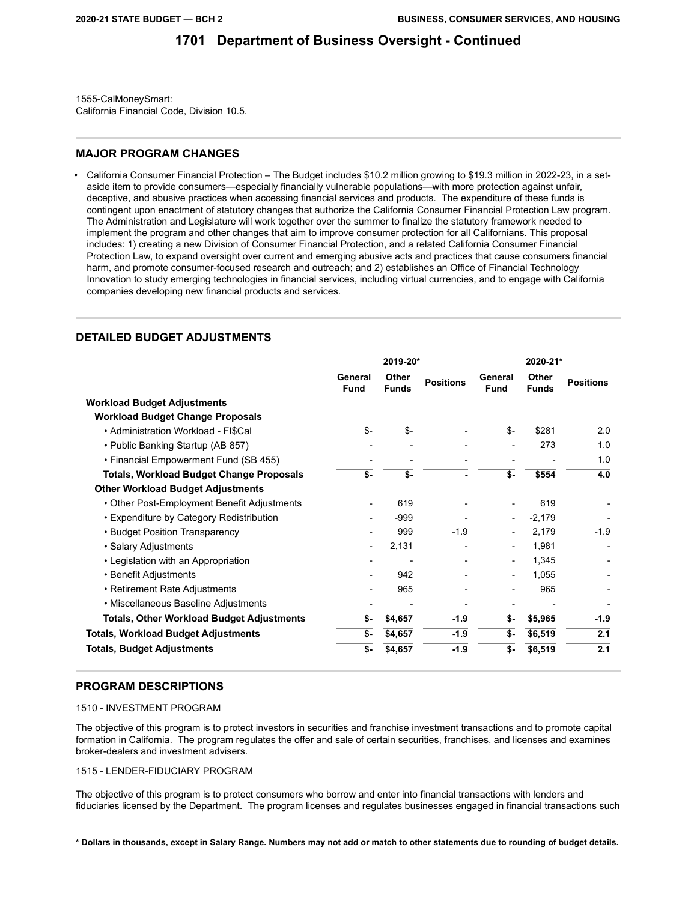# 1701 Department of Business Oversight - Continued

1555-CalMoneySmart:
California Financial Code, Division 10.5.

## MAJOR PROGRAM CHANGES

- California Consumer Financial Protection – The Budget includes $10.2 million growing to $19.3 million in 2022-23, in a set-aside item to provide consumers—especially financially vulnerable populations—with more protection against unfair, deceptive, and abusive practices when accessing financial services and products. The expenditure of these funds is contingent upon enactment of statutory changes that authorize the California Consumer Financial Protection Law program. The Administration and Legislature will work together over the summer to finalize the statutory framework needed to implement the program and other changes that aim to improve consumer protection for all Californians. This proposal includes: 1) creating a new Division of Consumer Financial Protection, and a related California Consumer Financial Protection Law, to expand oversight over current and emerging abusive acts and practices that cause consumers financial harm, and promote consumer-focused research and outreach; and 2) establishes an Office of Financial Technology Innovation to study emerging technologies in financial services, including virtual currencies, and to engage with California companies developing new financial products and services.

## DETAILED BUDGET ADJUSTMENTS

| | 2019-20* | | | 2020-21* | | |
|---|---|---|---|---|---|---|
| | General Fund | Other Funds | Positions | General Fund | Other Funds | Positions |
| **Workload Budget Adjustments** | | | | | | |
| **Workload Budget Change Proposals** | | | | | | |
| • Administration Workload - FI$Cal | $- | $- | - | $- | $281 | 2.0 |
| • Public Banking Startup (AB 857) | - | - | - | - | 273 | 1.0 |
| • Financial Empowerment Fund (SB 455) | - | - | - | - | - | 1.0 |
| **Totals, Workload Budget Change Proposals** | **$-** | **$-** | **-** | **$-** | **$554** | **4.0** |
| **Other Workload Budget Adjustments** | | | | | | |
| • Other Post-Employment Benefit Adjustments | - | 619 | - | - | 619 | - |
| • Expenditure by Category Redistribution | - | -999 | - | - | -2,179 | - |
| • Budget Position Transparency | - | 999 | -1.9 | - | 2,179 | -1.9 |
| • Salary Adjustments | - | 2,131 | - | - | 1,981 | - |
| • Legislation with an Appropriation | - | - | - | - | 1,345 | - |
| • Benefit Adjustments | - | 942 | - | - | 1,055 | - |
| • Retirement Rate Adjustments | - | 965 | - | - | 965 | - |
| • Miscellaneous Baseline Adjustments | - | - | - | - | - | - |
| **Totals, Other Workload Budget Adjustments** | **$-** | **$4,657** | **-1.9** | **$-** | **$5,965** | **-1.9** |
| **Totals, Workload Budget Adjustments** | **$-** | **$4,657** | **-1.9** | **$-** | **$6,519** | **2.1** |
| **Totals, Budget Adjustments** | **$-** | **$4,657** | **-1.9** | **$-** | **$6,519** | **2.1** |

## PROGRAM DESCRIPTIONS

1510 - INVESTMENT PROGRAM

The objective of this program is to protect investors in securities and franchise investment transactions and to promote capital formation in California. The program regulates the offer and sale of certain securities, franchises, and licenses and examines broker-dealers and investment advisers.

1515 - LENDER-FIDUCIARY PROGRAM

The objective of this program is to protect consumers who borrow and enter into financial transactions with lenders and fiduciaries licensed by the Department. The program licenses and regulates businesses engaged in financial transactions such

\* Dollars in thousands, except in Salary Range. Numbers may not add or match to other statements due to rounding of budget details.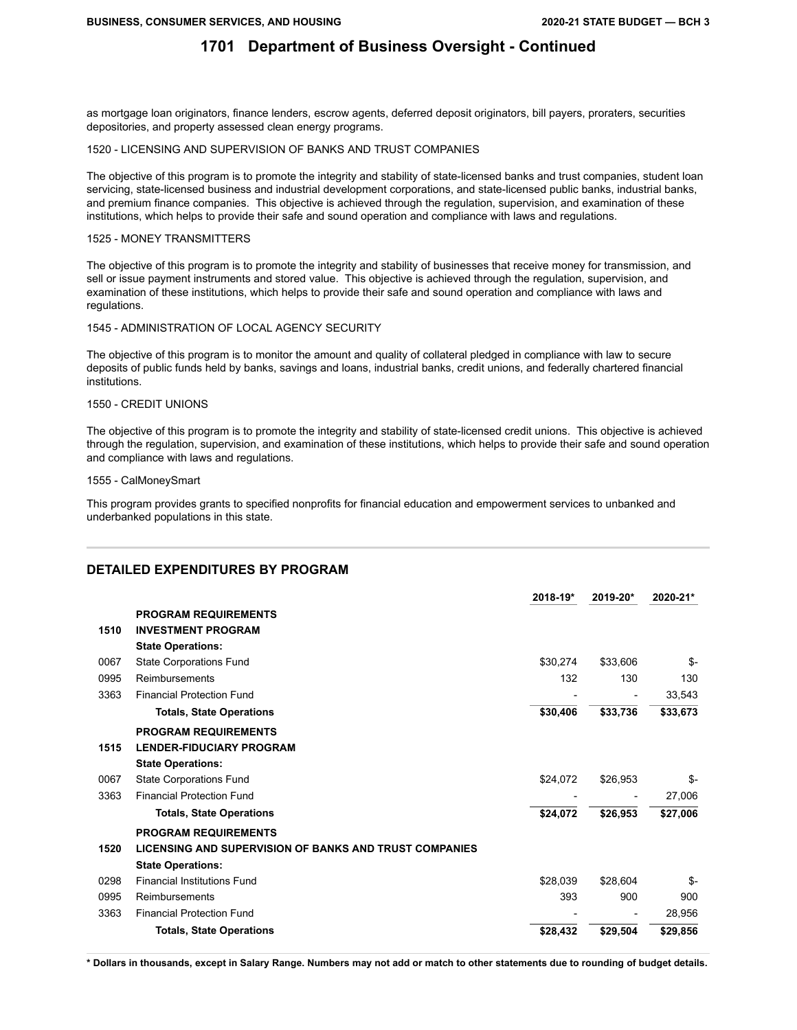## 1701 Department of Business Oversight - Continued

as mortgage loan originators, finance lenders, escrow agents, deferred deposit originators, bill payers, proraters, securities depositories, and property assessed clean energy programs.

1520 - LICENSING AND SUPERVISION OF BANKS AND TRUST COMPANIES

The objective of this program is to promote the integrity and stability of state-licensed banks and trust companies, student loan servicing, state-licensed business and industrial development corporations, and state-licensed public banks, industrial banks, and premium finance companies. This objective is achieved through the regulation, supervision, and examination of these institutions, which helps to provide their safe and sound operation and compliance with laws and regulations.

1525 - MONEY TRANSMITTERS

The objective of this program is to promote the integrity and stability of businesses that receive money for transmission, and sell or issue payment instruments and stored value. This objective is achieved through the regulation, supervision, and examination of these institutions, which helps to provide their safe and sound operation and compliance with laws and regulations.

1545 - ADMINISTRATION OF LOCAL AGENCY SECURITY

The objective of this program is to monitor the amount and quality of collateral pledged in compliance with law to secure deposits of public funds held by banks, savings and loans, industrial banks, credit unions, and federally chartered financial institutions.

1550 - CREDIT UNIONS

The objective of this program is to promote the integrity and stability of state-licensed credit unions. This objective is achieved through the regulation, supervision, and examination of these institutions, which helps to provide their safe and sound operation and compliance with laws and regulations.

1555 - CalMoneySmart

This program provides grants to specified nonprofits for financial education and empowerment services to unbanked and underbanked populations in this state.

## DETAILED EXPENDITURES BY PROGRAM

| | | 2018-19* | 2019-20* | 2020-21* |
|---|---|---|---|---|
| | **PROGRAM REQUIREMENTS** | | | |
| **1510** | **INVESTMENT PROGRAM** | | | |
| | **State Operations:** | | | |
| 0067 | State Corporations Fund | $30,274 | $33,606 | $- |
| 0995 | Reimbursements | 132 | 130 | 130 |
| 3363 | Financial Protection Fund | - | - | 33,543 |
| | **Totals, State Operations** | **$30,406** | **$33,736** | **$33,673** |
| | **PROGRAM REQUIREMENTS** | | | |
| **1515** | **LENDER-FIDUCIARY PROGRAM** | | | |
| | **State Operations:** | | | |
| 0067 | State Corporations Fund | $24,072 | $26,953 | $- |
| 3363 | Financial Protection Fund | - | - | 27,006 |
| | **Totals, State Operations** | **$24,072** | **$26,953** | **$27,006** |
| | **PROGRAM REQUIREMENTS** | | | |
| **1520** | **LICENSING AND SUPERVISION OF BANKS AND TRUST COMPANIES** | | | |
| | **State Operations:** | | | |
| 0298 | Financial Institutions Fund | $28,039 | $28,604 | $- |
| 0995 | Reimbursements | 393 | 900 | 900 |
| 3363 | Financial Protection Fund | - | - | 28,956 |
| | **Totals, State Operations** | **$28,432** | **$29,504** | **$29,856** |

**\* Dollars in thousands, except in Salary Range. Numbers may not add or match to other statements due to rounding of budget details.**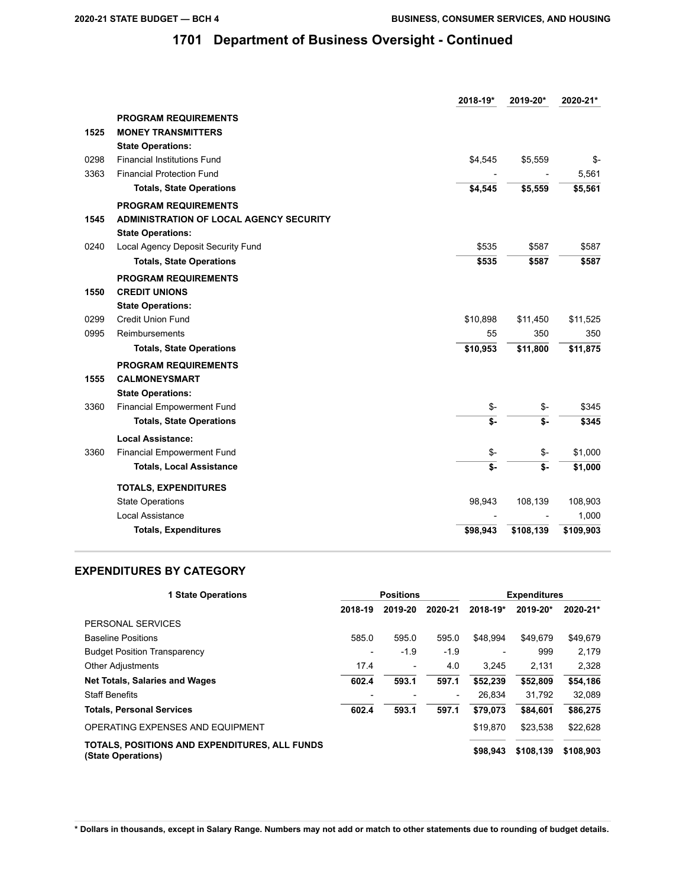## 1701 Department of Business Oversight - Continued

| | | 2018-19* | 2019-20* | 2020-21* |
|---|---|---|---|---|
| | **PROGRAM REQUIREMENTS** | | | |
| **1525** | **MONEY TRANSMITTERS** | | | |
| | **State Operations:** | | | |
| 0298 | Financial Institutions Fund | $4,545 | $5,559 | $- |
| 3363 | Financial Protection Fund | - | - | 5,561 |
| | **Totals, State Operations** | **$4,545** | **$5,559** | **$5,561** |
| | **PROGRAM REQUIREMENTS** | | | |
| **1545** | **ADMINISTRATION OF LOCAL AGENCY SECURITY** | | | |
| | **State Operations:** | | | |
| 0240 | Local Agency Deposit Security Fund | $535 | $587 | $587 |
| | **Totals, State Operations** | **$535** | **$587** | **$587** |
| | **PROGRAM REQUIREMENTS** | | | |
| **1550** | **CREDIT UNIONS** | | | |
| | **State Operations:** | | | |
| 0299 | Credit Union Fund | $10,898 | $11,450 | $11,525 |
| 0995 | Reimbursements | 55 | 350 | 350 |
| | **Totals, State Operations** | **$10,953** | **$11,800** | **$11,875** |
| | **PROGRAM REQUIREMENTS** | | | |
| **1555** | **CALMONEYSMART** | | | |
| | **State Operations:** | | | |
| 3360 | Financial Empowerment Fund | $- | $- | $345 |
| | **Totals, State Operations** | **$-** | **$-** | **$345** |
| | **Local Assistance:** | | | |
| 3360 | Financial Empowerment Fund | $- | $- | $1,000 |
| | **Totals, Local Assistance** | **$-** | **$-** | **$1,000** |
| | **TOTALS, EXPENDITURES** | | | |
| | State Operations | 98,943 | 108,139 | 108,903 |
| | Local Assistance | - | - | 1,000 |
| | **Totals, Expenditures** | **$98,943** | **$108,139** | **$109,903** |

## EXPENDITURES BY CATEGORY

| 1 State Operations | Positions | | | Expenditures | | |
|---|---|---|---|---|---|---|
| | 2018-19 | 2019-20 | 2020-21 | 2018-19* | 2019-20* | 2020-21* |
| PERSONAL SERVICES | | | | | | |
| Baseline Positions | 585.0 | 595.0 | 595.0 | $48,994 | $49,679 | $49,679 |
| Budget Position Transparency | - | -1.9 | -1.9 | - | 999 | 2,179 |
| Other Adjustments | 17.4 | - | 4.0 | 3,245 | 2,131 | 2,328 |
| **Net Totals, Salaries and Wages** | **602.4** | **593.1** | **597.1** | **$52,239** | **$52,809** | **$54,186** |
| Staff Benefits | - | - | - | 26,834 | 31,792 | 32,089 |
| **Totals, Personal Services** | **602.4** | **593.1** | **597.1** | **$79,073** | **$84,601** | **$86,275** |
| OPERATING EXPENSES AND EQUIPMENT | | | | $19,870 | $23,538 | $22,628 |
| **TOTALS, POSITIONS AND EXPENDITURES, ALL FUNDS (State Operations)** | | | | **$98,943** | **$108,139** | **$108,903** |

**\* Dollars in thousands, except in Salary Range. Numbers may not add or match to other statements due to rounding of budget details.**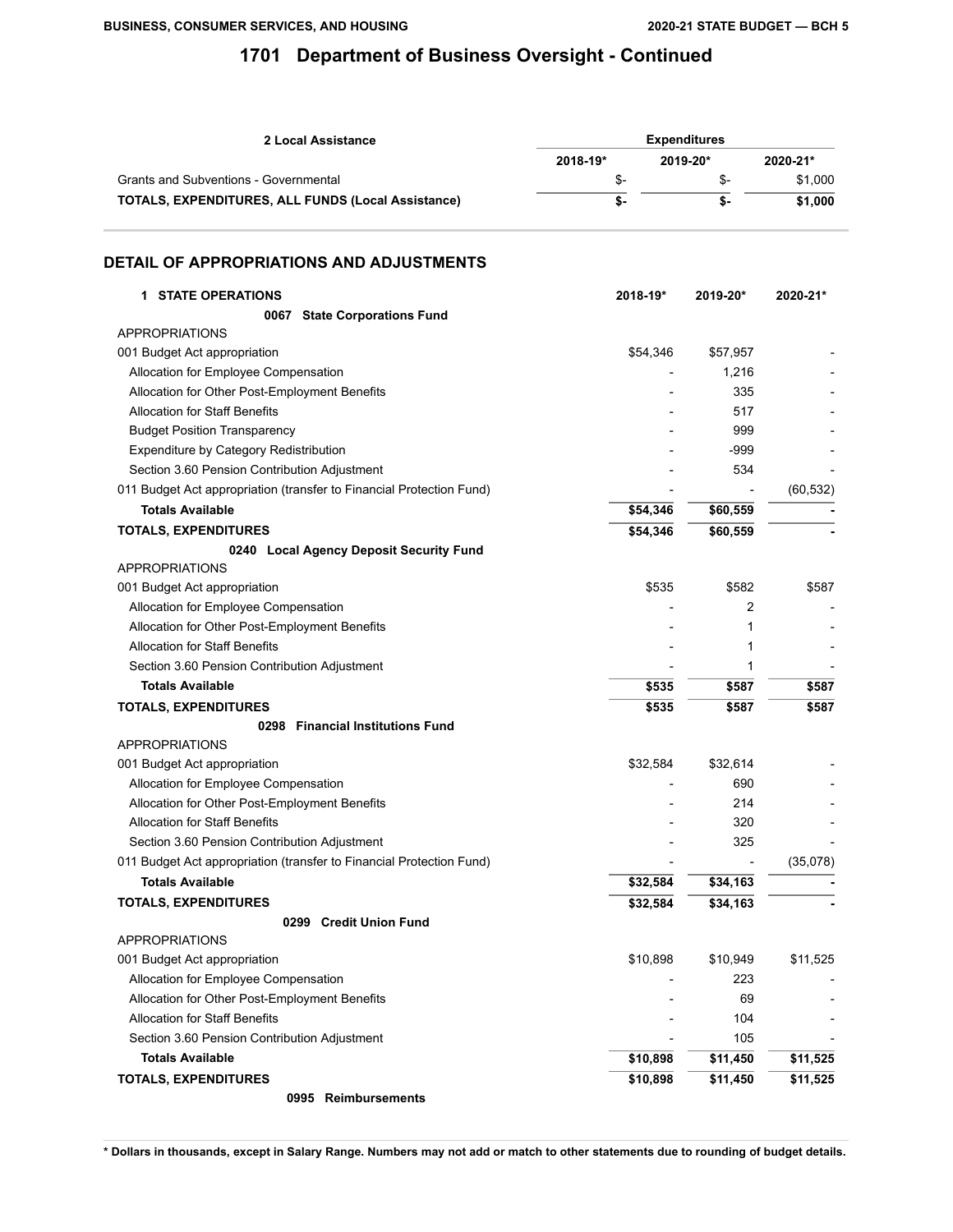## 1701 Department of Business Oversight - Continued

| 2 Local Assistance | Expenditures | | |
|---|---|---|---|
| | 2018-19* | 2019-20* | 2020-21* |
| Grants and Subventions - Governmental | $- | $- | $1,000 |
| **TOTALS, EXPENDITURES, ALL FUNDS (Local Assistance)** | **$-** | **$-** | **$1,000** |

## DETAIL OF APPROPRIATIONS AND ADJUSTMENTS

| 1 STATE OPERATIONS | 2018-19* | 2019-20* | 2020-21* |
|---|---|---|---|
| **0067 State Corporations Fund** | | | |
| APPROPRIATIONS | | | |
| 001 Budget Act appropriation | $54,346 | $57,957 | - |
| Allocation for Employee Compensation | - | 1,216 | - |
| Allocation for Other Post-Employment Benefits | - | 335 | - |
| Allocation for Staff Benefits | - | 517 | - |
| Budget Position Transparency | - | 999 | - |
| Expenditure by Category Redistribution | - | -999 | - |
| Section 3.60 Pension Contribution Adjustment | - | 534 | - |
| 011 Budget Act appropriation (transfer to Financial Protection Fund) | - | - | (60,532) |
| **Totals Available** | **$54,346** | **$60,559** | **-** |
| **TOTALS, EXPENDITURES** | **$54,346** | **$60,559** | **-** |
| **0240 Local Agency Deposit Security Fund** | | | |
| APPROPRIATIONS | | | |
| 001 Budget Act appropriation | $535 | $582 | $587 |
| Allocation for Employee Compensation | - | 2 | - |
| Allocation for Other Post-Employment Benefits | - | 1 | - |
| Allocation for Staff Benefits | - | 1 | - |
| Section 3.60 Pension Contribution Adjustment | - | 1 | - |
| **Totals Available** | **$535** | **$587** | **$587** |
| **TOTALS, EXPENDITURES** | **$535** | **$587** | **$587** |
| **0298 Financial Institutions Fund** | | | |
| APPROPRIATIONS | | | |
| 001 Budget Act appropriation | $32,584 | $32,614 | - |
| Allocation for Employee Compensation | - | 690 | - |
| Allocation for Other Post-Employment Benefits | - | 214 | - |
| Allocation for Staff Benefits | - | 320 | - |
| Section 3.60 Pension Contribution Adjustment | - | 325 | - |
| 011 Budget Act appropriation (transfer to Financial Protection Fund) | - | - | (35,078) |
| **Totals Available** | **$32,584** | **$34,163** | **-** |
| **TOTALS, EXPENDITURES** | **$32,584** | **$34,163** | **-** |
| **0299 Credit Union Fund** | | | |
| APPROPRIATIONS | | | |
| 001 Budget Act appropriation | $10,898 | $10,949 | $11,525 |
| Allocation for Employee Compensation | - | 223 | - |
| Allocation for Other Post-Employment Benefits | - | 69 | - |
| Allocation for Staff Benefits | - | 104 | - |
| Section 3.60 Pension Contribution Adjustment | - | 105 | - |
| **Totals Available** | **$10,898** | **$11,450** | **$11,525** |
| **TOTALS, EXPENDITURES** | **$10,898** | **$11,450** | **$11,525** |
| **0995 Reimbursements** | | | |

**\* Dollars in thousands, except in Salary Range. Numbers may not add or match to other statements due to rounding of budget details.**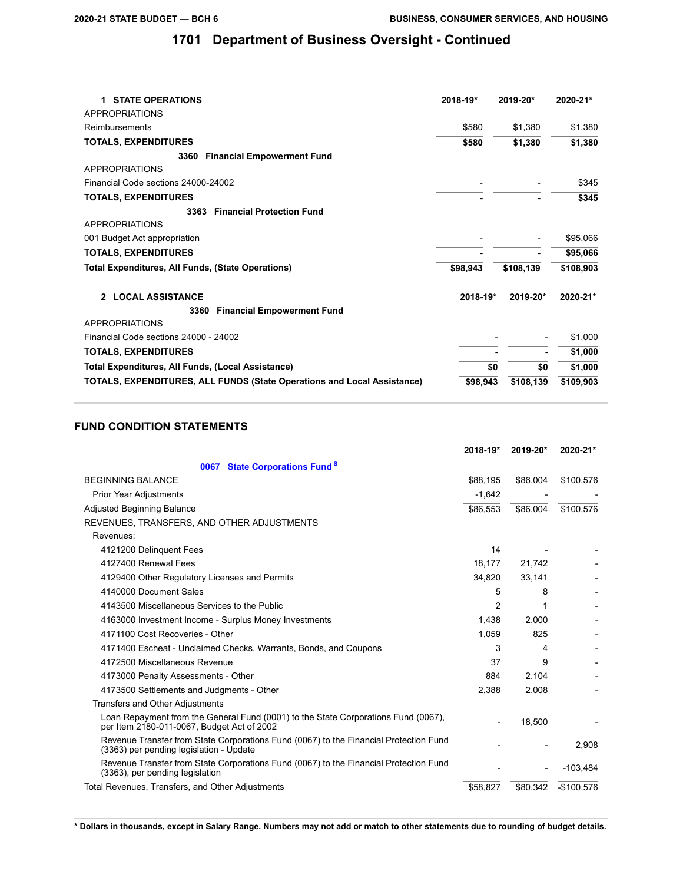# 1701 Department of Business Oversight - Continued

| 1 STATE OPERATIONS | 2018-19* | 2019-20* | 2020-21* |
|---|---|---|---|
| APPROPRIATIONS | | | |
| Reimbursements | $580 | $1,380 | $1,380 |
| **TOTALS, EXPENDITURES** | **$580** | **$1,380** | **$1,380** |
| **3360 Financial Empowerment Fund** | | | |
| APPROPRIATIONS | | | |
| Financial Code sections 24000-24002 | - | - | $345 |
| **TOTALS, EXPENDITURES** | **-** | **-** | **$345** |
| **3363 Financial Protection Fund** | | | |
| APPROPRIATIONS | | | |
| 001 Budget Act appropriation | - | - | $95,066 |
| **TOTALS, EXPENDITURES** | **-** | **-** | **$95,066** |
| **Total Expenditures, All Funds, (State Operations)** | **$98,943** | **$108,139** | **$108,903** |

| 2 LOCAL ASSISTANCE | 2018-19* | 2019-20* | 2020-21* |
|---|---|---|---|
| **3360 Financial Empowerment Fund** | | | |
| APPROPRIATIONS | | | |
| Financial Code sections 24000 - 24002 | - | - | $1,000 |
| **TOTALS, EXPENDITURES** | **-** | **-** | **$1,000** |
| **Total Expenditures, All Funds, (Local Assistance)** | **$0** | **$0** | **$1,000** |
| **TOTALS, EXPENDITURES, ALL FUNDS (State Operations and Local Assistance)** | **$98,943** | **$108,139** | **$109,903** |

## FUND CONDITION STATEMENTS

| | 2018-19* | 2019-20* | 2020-21* |
|---|---|---|---|
| **0067 State Corporations Fund** [S] | | | |
| BEGINNING BALANCE | $88,195 | $86,004 | $100,576 |
| Prior Year Adjustments | -1,642 | - | - |
| Adjusted Beginning Balance | $86,553 | $86,004 | $100,576 |
| REVENUES, TRANSFERS, AND OTHER ADJUSTMENTS | | | |
| Revenues: | | | |
| 4121200 Delinquent Fees | 14 | - | - |
| 4127400 Renewal Fees | 18,177 | 21,742 | - |
| 4129400 Other Regulatory Licenses and Permits | 34,820 | 33,141 | - |
| 4140000 Document Sales | 5 | 8 | - |
| 4143500 Miscellaneous Services to the Public | 2 | 1 | - |
| 4163000 Investment Income - Surplus Money Investments | 1,438 | 2,000 | - |
| 4171100 Cost Recoveries - Other | 1,059 | 825 | - |
| 4171400 Escheat - Unclaimed Checks, Warrants, Bonds, and Coupons | 3 | 4 | - |
| 4172500 Miscellaneous Revenue | 37 | 9 | - |
| 4173000 Penalty Assessments - Other | 884 | 2,104 | - |
| 4173500 Settlements and Judgments - Other | 2,388 | 2,008 | - |
| Transfers and Other Adjustments | | | |
| Loan Repayment from the General Fund (0001) to the State Corporations Fund (0067), per Item 2180-011-0067, Budget Act of 2002 | - | 18,500 | - |
| Revenue Transfer from State Corporations Fund (0067) to the Financial Protection Fund (3363) per pending legislation - Update | - | - | 2,908 |
| Revenue Transfer from State Corporations Fund (0067) to the Financial Protection Fund (3363), per pending legislation | - | - | -103,484 |
| Total Revenues, Transfers, and Other Adjustments | $58,827 | $80,342 | -$100,576 |

**\* Dollars in thousands, except in Salary Range. Numbers may not add or match to other statements due to rounding of budget details.**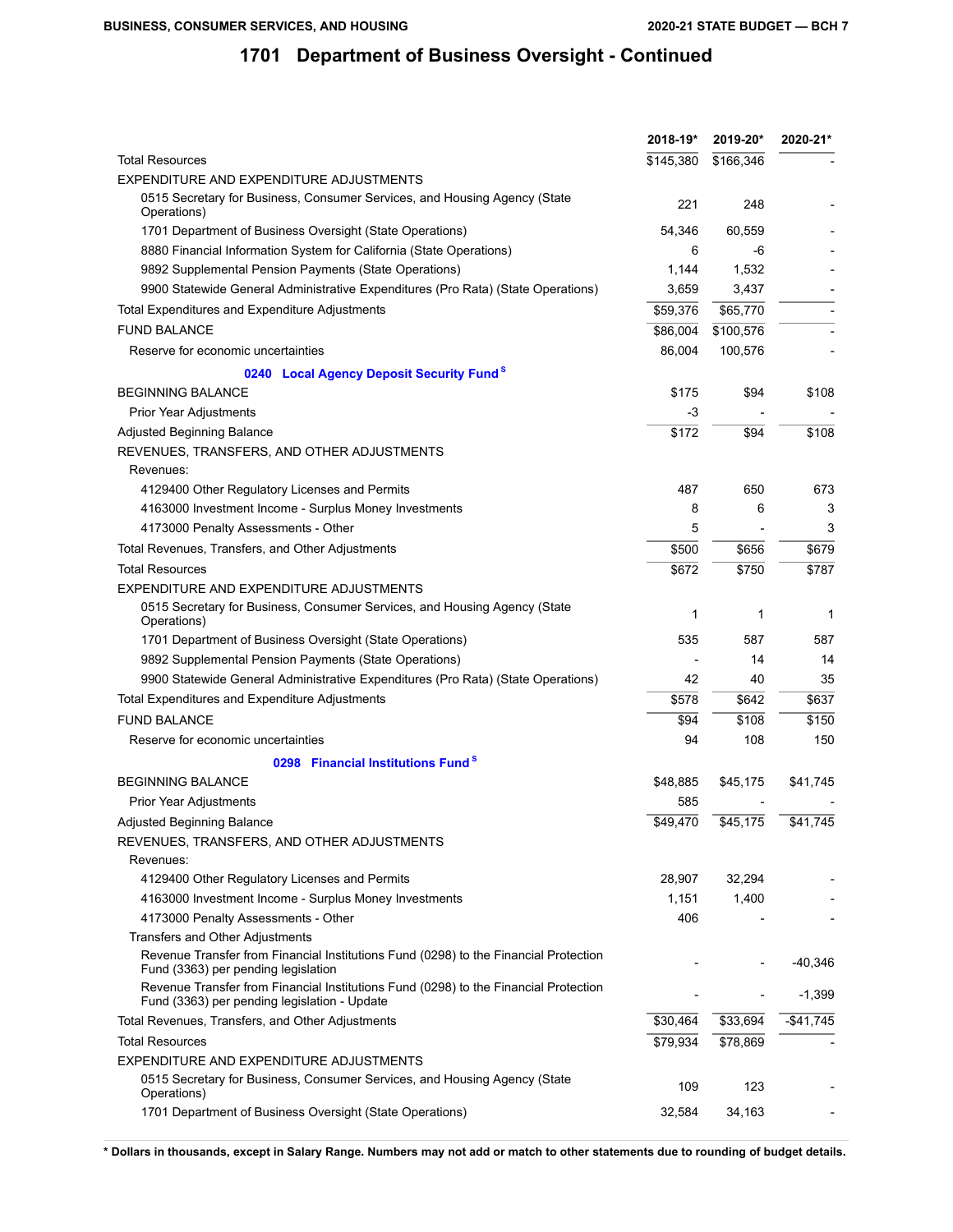# 1701 Department of Business Oversight - Continued

| | 2018-19* | 2019-20* | 2020-21* |
|---|---|---|---|
| Total Resources | $145,380 | $166,346 | - |
| EXPENDITURE AND EXPENDITURE ADJUSTMENTS | | | |
| 0515 Secretary for Business, Consumer Services, and Housing Agency (State Operations) | 221 | 248 | - |
| 1701 Department of Business Oversight (State Operations) | 54,346 | 60,559 | - |
| 8880 Financial Information System for California (State Operations) | 6 | -6 | - |
| 9892 Supplemental Pension Payments (State Operations) | 1,144 | 1,532 | - |
| 9900 Statewide General Administrative Expenditures (Pro Rata) (State Operations) | 3,659 | 3,437 | - |
| Total Expenditures and Expenditure Adjustments | $59,376 | $65,770 | - |
| FUND BALANCE | $86,004 | $100,576 | - |
| Reserve for economic uncertainties | 86,004 | 100,576 | - |
| **0240 Local Agency Deposit Security Fund** [S] | | | |
| BEGINNING BALANCE | $175 | $94 | $108 |
| Prior Year Adjustments | -3 | - | - |
| Adjusted Beginning Balance | $172 | $94 | $108 |
| REVENUES, TRANSFERS, AND OTHER ADJUSTMENTS | | | |
| Revenues: | | | |
| 4129400 Other Regulatory Licenses and Permits | 487 | 650 | 673 |
| 4163000 Investment Income - Surplus Money Investments | 8 | 6 | 3 |
| 4173000 Penalty Assessments - Other | 5 | - | 3 |
| Total Revenues, Transfers, and Other Adjustments | $500 | $656 | $679 |
| Total Resources | $672 | $750 | $787 |
| EXPENDITURE AND EXPENDITURE ADJUSTMENTS | | | |
| 0515 Secretary for Business, Consumer Services, and Housing Agency (State Operations) | 1 | 1 | 1 |
| 1701 Department of Business Oversight (State Operations) | 535 | 587 | 587 |
| 9892 Supplemental Pension Payments (State Operations) | - | 14 | 14 |
| 9900 Statewide General Administrative Expenditures (Pro Rata) (State Operations) | 42 | 40 | 35 |
| Total Expenditures and Expenditure Adjustments | $578 | $642 | $637 |
| FUND BALANCE | $94 | $108 | $150 |
| Reserve for economic uncertainties | 94 | 108 | 150 |
| **0298 Financial Institutions Fund** [S] | | | |
| BEGINNING BALANCE | $48,885 | $45,175 | $41,745 |
| Prior Year Adjustments | 585 | - | - |
| Adjusted Beginning Balance | $49,470 | $45,175 | $41,745 |
| REVENUES, TRANSFERS, AND OTHER ADJUSTMENTS | | | |
| Revenues: | | | |
| 4129400 Other Regulatory Licenses and Permits | 28,907 | 32,294 | - |
| 4163000 Investment Income - Surplus Money Investments | 1,151 | 1,400 | - |
| 4173000 Penalty Assessments - Other | 406 | - | - |
| Transfers and Other Adjustments | | | |
| Revenue Transfer from Financial Institutions Fund (0298) to the Financial Protection Fund (3363) per pending legislation | - | - | -40,346 |
| Revenue Transfer from Financial Institutions Fund (0298) to the Financial Protection Fund (3363) per pending legislation - Update | - | - | -1,399 |
| Total Revenues, Transfers, and Other Adjustments | $30,464 | $33,694 | -$41,745 |
| Total Resources | $79,934 | $78,869 | - |
| EXPENDITURE AND EXPENDITURE ADJUSTMENTS | | | |
| 0515 Secretary for Business, Consumer Services, and Housing Agency (State Operations) | 109 | 123 | - |
| 1701 Department of Business Oversight (State Operations) | 32,584 | 34,163 | - |

**\* Dollars in thousands, except in Salary Range. Numbers may not add or match to other statements due to rounding of budget details.**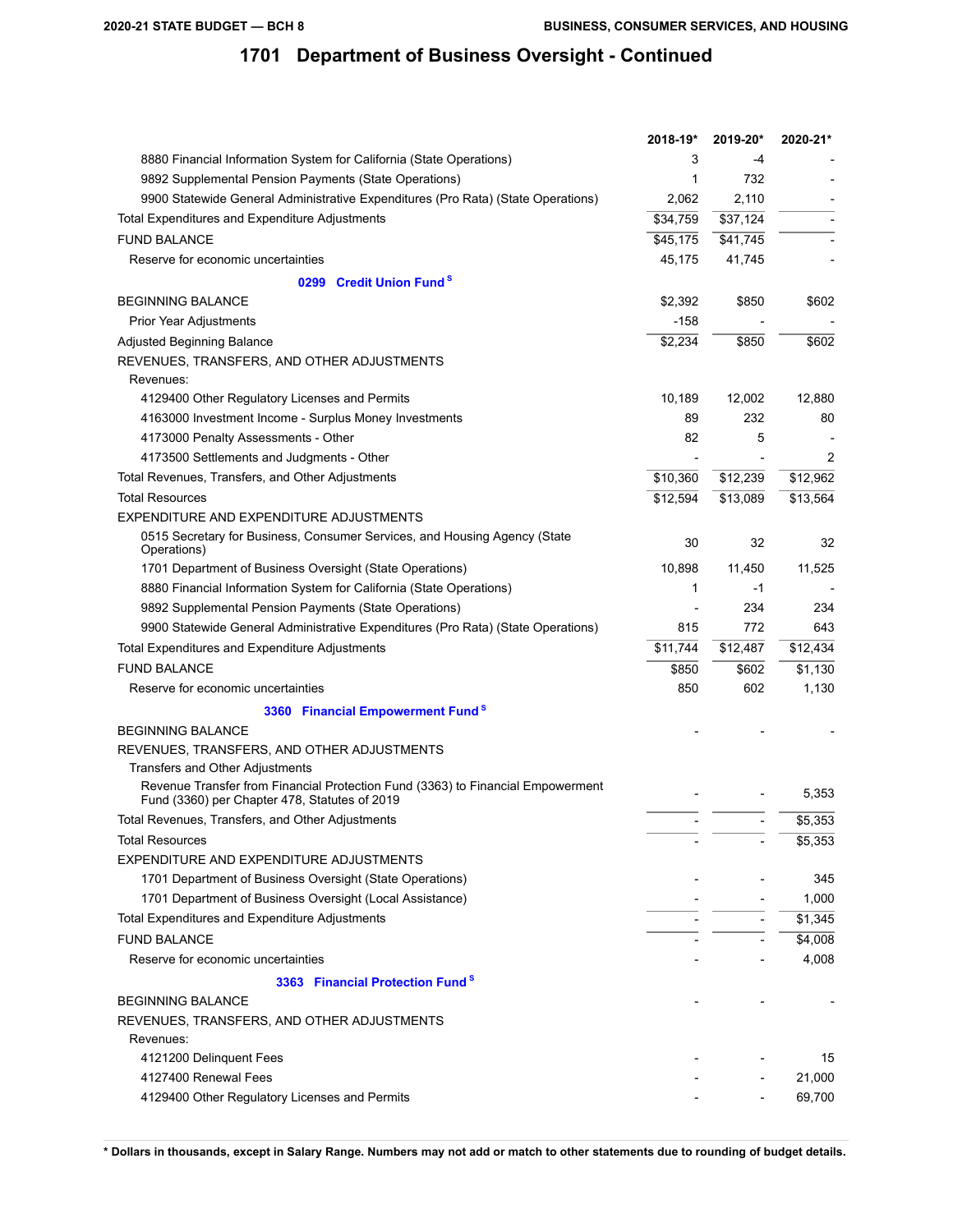# 1701 Department of Business Oversight - Continued

| | 2018-19* | 2019-20* | 2020-21* |
|---|---|---|---|
| 8880 Financial Information System for California (State Operations) | 3 | -4 | - |
| 9892 Supplemental Pension Payments (State Operations) | 1 | 732 | - |
| 9900 Statewide General Administrative Expenditures (Pro Rata) (State Operations) | 2,062 | 2,110 | - |
| Total Expenditures and Expenditure Adjustments | $34,759 | $37,124 | - |
| FUND BALANCE | $45,175 | $41,745 | - |
| Reserve for economic uncertainties | 45,175 | 41,745 | - |
| **0299 Credit Union Fund S** | | | |
| BEGINNING BALANCE | $2,392 | $850 | $602 |
| Prior Year Adjustments | -158 | - | - |
| Adjusted Beginning Balance | $2,234 | $850 | $602 |
| REVENUES, TRANSFERS, AND OTHER ADJUSTMENTS | | | |
| Revenues: | | | |
| 4129400 Other Regulatory Licenses and Permits | 10,189 | 12,002 | 12,880 |
| 4163000 Investment Income - Surplus Money Investments | 89 | 232 | 80 |
| 4173000 Penalty Assessments - Other | 82 | 5 | - |
| 4173500 Settlements and Judgments - Other | - | - | 2 |
| Total Revenues, Transfers, and Other Adjustments | $10,360 | $12,239 | $12,962 |
| Total Resources | $12,594 | $13,089 | $13,564 |
| EXPENDITURE AND EXPENDITURE ADJUSTMENTS | | | |
| 0515 Secretary for Business, Consumer Services, and Housing Agency (State Operations) | 30 | 32 | 32 |
| 1701 Department of Business Oversight (State Operations) | 10,898 | 11,450 | 11,525 |
| 8880 Financial Information System for California (State Operations) | 1 | -1 | - |
| 9892 Supplemental Pension Payments (State Operations) | - | 234 | 234 |
| 9900 Statewide General Administrative Expenditures (Pro Rata) (State Operations) | 815 | 772 | 643 |
| Total Expenditures and Expenditure Adjustments | $11,744 | $12,487 | $12,434 |
| FUND BALANCE | $850 | $602 | $1,130 |
| Reserve for economic uncertainties | 850 | 602 | 1,130 |
| **3360 Financial Empowerment Fund S** | | | |
| BEGINNING BALANCE | - | - | - |
| REVENUES, TRANSFERS, AND OTHER ADJUSTMENTS | | | |
| Transfers and Other Adjustments | | | |
| Revenue Transfer from Financial Protection Fund (3363) to Financial Empowerment Fund (3360) per Chapter 478, Statutes of 2019 | - | - | 5,353 |
| Total Revenues, Transfers, and Other Adjustments | - | - | $5,353 |
| Total Resources | - | - | $5,353 |
| EXPENDITURE AND EXPENDITURE ADJUSTMENTS | | | |
| 1701 Department of Business Oversight (State Operations) | - | - | 345 |
| 1701 Department of Business Oversight (Local Assistance) | - | - | 1,000 |
| Total Expenditures and Expenditure Adjustments | - | - | $1,345 |
| FUND BALANCE | - | - | $4,008 |
| Reserve for economic uncertainties | - | - | 4,008 |
| **3363 Financial Protection Fund S** | | | |
| BEGINNING BALANCE | - | - | - |
| REVENUES, TRANSFERS, AND OTHER ADJUSTMENTS | | | |
| Revenues: | | | |
| 4121200 Delinquent Fees | - | - | 15 |
| 4127400 Renewal Fees | - | - | 21,000 |
| 4129400 Other Regulatory Licenses and Permits | - | - | 69,700 |

**\* Dollars in thousands, except in Salary Range. Numbers may not add or match to other statements due to rounding of budget details.**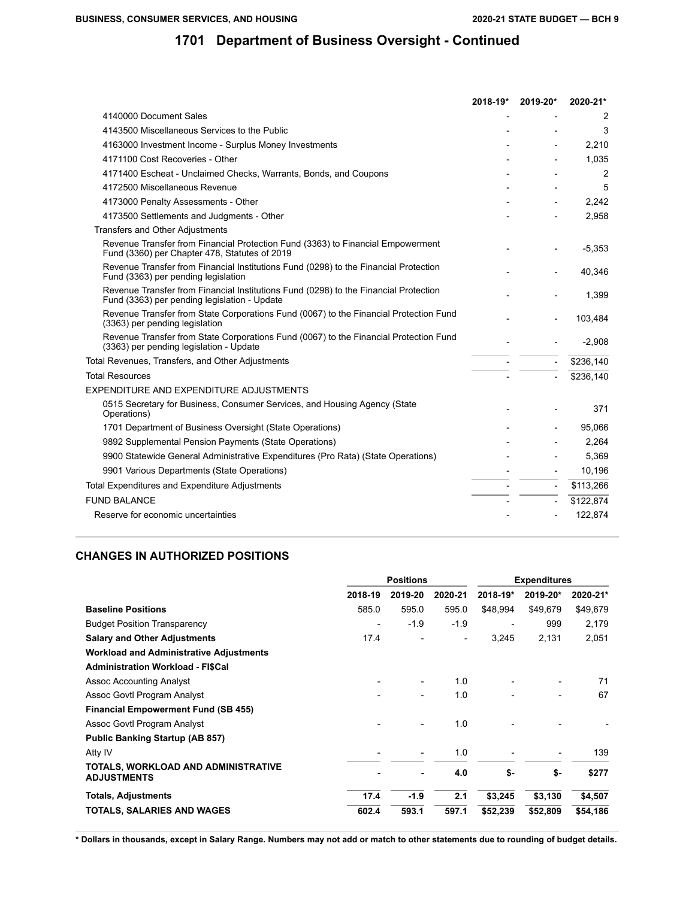# 1701 Department of Business Oversight - Continued

| | 2018-19* | 2019-20* | 2020-21* |
|---|---|---|---|
| 4140000 Document Sales | - | - | 2 |
| 4143500 Miscellaneous Services to the Public | - | - | 3 |
| 4163000 Investment Income - Surplus Money Investments | - | - | 2,210 |
| 4171100 Cost Recoveries - Other | - | - | 1,035 |
| 4171400 Escheat - Unclaimed Checks, Warrants, Bonds, and Coupons | - | - | 2 |
| 4172500 Miscellaneous Revenue | - | - | 5 |
| 4173000 Penalty Assessments - Other | - | - | 2,242 |
| 4173500 Settlements and Judgments - Other | - | - | 2,958 |
| Transfers and Other Adjustments | | | |
| Revenue Transfer from Financial Protection Fund (3363) to Financial Empowerment Fund (3360) per Chapter 478, Statutes of 2019 | - | - | -5,353 |
| Revenue Transfer from Financial Institutions Fund (0298) to the Financial Protection Fund (3363) per pending legislation | - | - | 40,346 |
| Revenue Transfer from Financial Institutions Fund (0298) to the Financial Protection Fund (3363) per pending legislation - Update | - | - | 1,399 |
| Revenue Transfer from State Corporations Fund (0067) to the Financial Protection Fund (3363) per pending legislation | - | - | 103,484 |
| Revenue Transfer from State Corporations Fund (0067) to the Financial Protection Fund (3363) per pending legislation - Update | - | - | -2,908 |
| Total Revenues, Transfers, and Other Adjustments | - | - | $236,140 |
| Total Resources | - | - | $236,140 |
| EXPENDITURE AND EXPENDITURE ADJUSTMENTS | | | |
| 0515 Secretary for Business, Consumer Services, and Housing Agency (State Operations) | - | - | 371 |
| 1701 Department of Business Oversight (State Operations) | - | - | 95,066 |
| 9892 Supplemental Pension Payments (State Operations) | - | - | 2,264 |
| 9900 Statewide General Administrative Expenditures (Pro Rata) (State Operations) | - | - | 5,369 |
| 9901 Various Departments (State Operations) | - | - | 10,196 |
| Total Expenditures and Expenditure Adjustments | - | - | $113,266 |
| FUND BALANCE | - | - | $122,874 |
| Reserve for economic uncertainties | - | - | 122,874 |

## CHANGES IN AUTHORIZED POSITIONS

| | Positions | | | Expenditures | | |
|---|---|---|---|---|---|---|
| | 2018-19 | 2019-20 | 2020-21 | 2018-19* | 2019-20* | 2020-21* |
| **Baseline Positions** | 585.0 | 595.0 | 595.0 | $48,994 | $49,679 | $49,679 |
| Budget Position Transparency | - | -1.9 | -1.9 | - | 999 | 2,179 |
| **Salary and Other Adjustments** | 17.4 | - | - | 3,245 | 2,131 | 2,051 |
| **Workload and Administrative Adjustments** | | | | | | |
| **Administration Workload - FI$Cal** | | | | | | |
| Assoc Accounting Analyst | - | - | 1.0 | - | - | 71 |
| Assoc Govtl Program Analyst | - | - | 1.0 | - | - | 67 |
| **Financial Empowerment Fund (SB 455)** | | | | | | |
| Assoc Govtl Program Analyst | - | - | 1.0 | - | - | - |
| **Public Banking Startup (AB 857)** | | | | | | |
| Atty IV | - | - | 1.0 | - | - | 139 |
| **TOTALS, WORKLOAD AND ADMINISTRATIVE ADJUSTMENTS** | **-** | **-** | **4.0** | **$-** | **$-** | **$277** |
| **Totals, Adjustments** | **17.4** | **-1.9** | **2.1** | **$3,245** | **$3,130** | **$4,507** |
| **TOTALS, SALARIES AND WAGES** | **602.4** | **593.1** | **597.1** | **$52,239** | **$52,809** | **$54,186** |

**\* Dollars in thousands, except in Salary Range. Numbers may not add or match to other statements due to rounding of budget details.**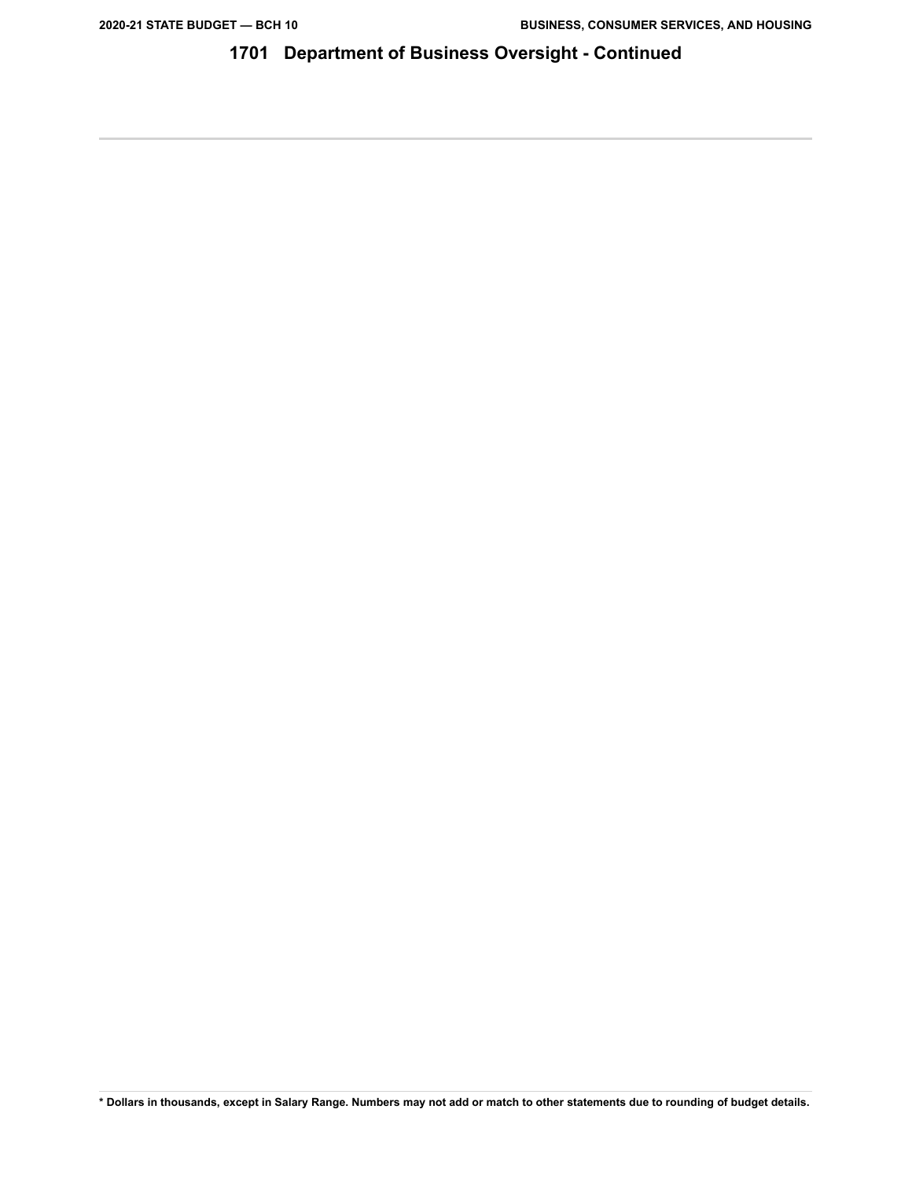## 1701 Department of Business Oversight - Continued

* Dollars in thousands, except in Salary Range. Numbers may not add or match to other statements due to rounding of budget details.